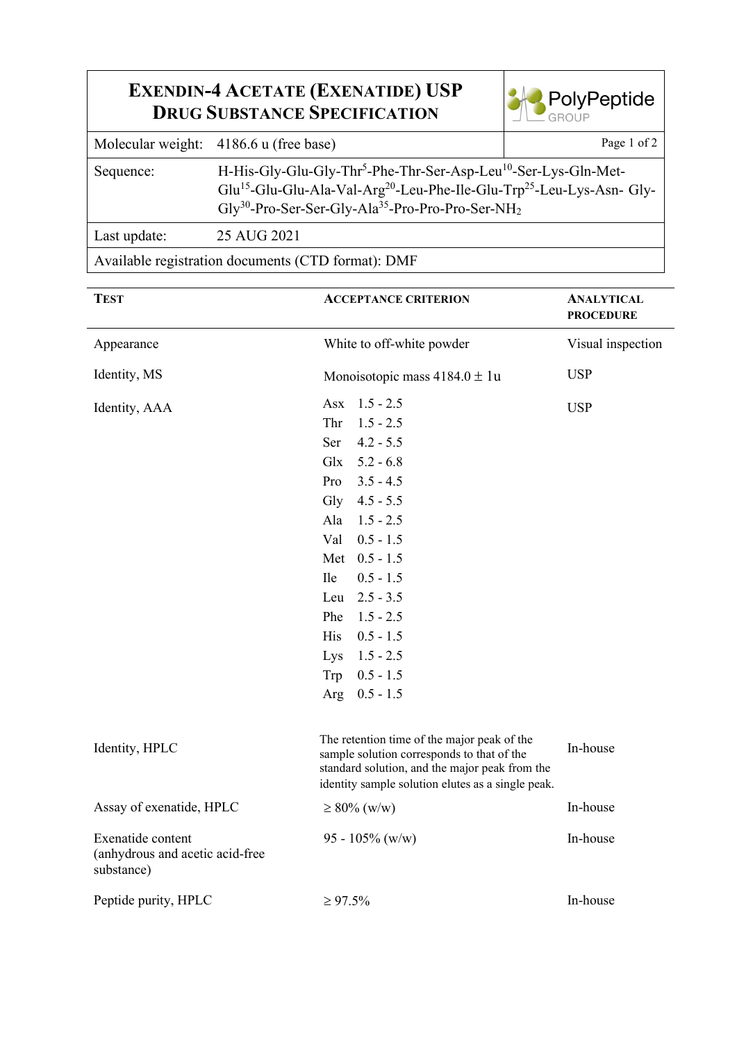# EXENDIN-4 ACETATE (EXENATIDE) USP DRUG SUBSTANCE SPECIFICATION

PolyPeptide GROUP

| | |
|---|---|
| Molecular weight: | 4186.6 u (free base) |
| Sequence: | H-His-Gly-Glu-Gly-Thr[5]-Phe-Thr-Ser-Asp-Leu[10]-Ser-Lys-Gln-Met-Glu[15]-Glu-Glu-Ala-Val-Arg[20]-Leu-Phe-Ile-Glu-Trp[25]-Leu-Lys-Asn- Gly-Gly[30]-Pro-Ser-Ser-Gly-Ala[35]-Pro-Pro-Pro-Ser-$NH_2$ |
| Last update: | 25 AUG 2021 |

Available registration documents (CTD format): DMF

| TEST | ACCEPTANCE CRITERION | ANALYTICAL PROCEDURE |
|---|---|---|
| Appearance | White to off-white powder | Visual inspection |
| Identity, MS | Monoisotopic mass 4184.0 ± 1u | USP |
| Identity, AAA | Asx 1.5 - 2.5<br>Thr 1.5 - 2.5<br>Ser 4.2 - 5.5<br>Glx 5.2 - 6.8<br>Pro 3.5 - 4.5<br>Gly 4.5 - 5.5<br>Ala 1.5 - 2.5<br>Val 0.5 - 1.5<br>Met 0.5 - 1.5<br>Ile 0.5 - 1.5<br>Leu 2.5 - 3.5<br>Phe 1.5 - 2.5<br>His 0.5 - 1.5<br>Lys 1.5 - 2.5<br>Trp 0.5 - 1.5<br>Arg 0.5 - 1.5 | USP |
| Identity, HPLC | The retention time of the major peak of the sample solution corresponds to that of the standard solution, and the major peak from the identity sample solution elutes as a single peak. | In-house |
| Assay of exenatide, HPLC | ≥ 80% (w/w) | In-house |
| Exenatide content (anhydrous and acetic acid-free substance) | 95 - 105% (w/w) | In-house |
| Peptide purity, HPLC | ≥ 97.5% | In-house |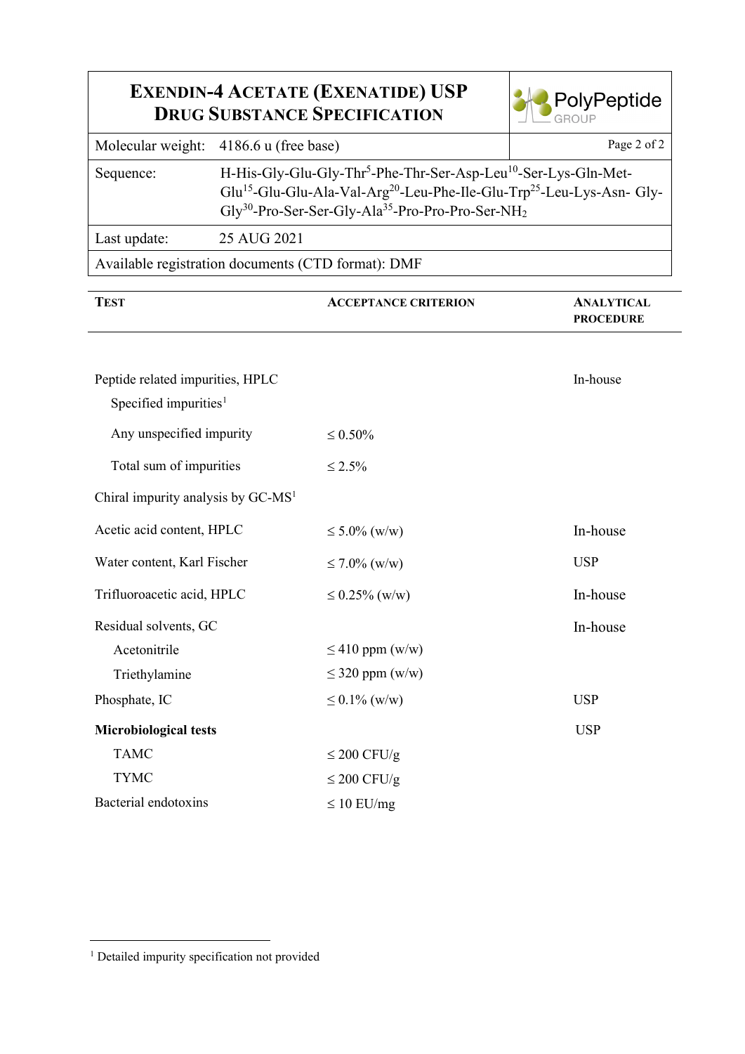# EXENDIN-4 ACETATE (EXENATIDE) USP DRUG SUBSTANCE SPECIFICATION

| | |
|---|---|
| Molecular weight: | 4186.6 u (free base) |
| Sequence: | H-His-Gly-Glu-Gly-Thr[5]-Phe-Thr-Ser-Asp-Leu[10]-Ser-Lys-Gln-Met-Glu[15]-Glu-Glu-Ala-Val-Arg[20]-Leu-Phe-Ile-Glu-Trp[25]-Leu-Lys-Asn- Gly-Gly[30]-Pro-Ser-Ser-Gly-Ala[35]-Pro-Pro-Pro-Ser-$NH_2$ |
| Last update: | 25 AUG 2021 |

Available registration documents (CTD format): DMF

| TEST | ACCEPTANCE CRITERION | ANALYTICAL PROCEDURE |
|---|---|---|
| Peptide related impurities, HPLC | | In-house |
| Specified impurities[1] | | |
| Any unspecified impurity | ≤ 0.50% | |
| Total sum of impurities | ≤ 2.5% | |
| Chiral impurity analysis by GC-MS[1] | | |
| Acetic acid content, HPLC | ≤ 5.0% (w/w) | In-house |
| Water content, Karl Fischer | ≤ 7.0% (w/w) | USP |
| Trifluoroacetic acid, HPLC | ≤ 0.25% (w/w) | In-house |
| Residual solvents, GC | | In-house |
| Acetonitrile | ≤ 410 ppm (w/w) | |
| Triethylamine | ≤ 320 ppm (w/w) | |
| Phosphate, IC | ≤ 0.1% (w/w) | USP |
| **Microbiological tests** | | USP |
| TAMC | ≤ 200 CFU/g | |
| TYMC | ≤ 200 CFU/g | |
| Bacterial endotoxins | ≤ 10 EU/mg | |

[1] Detailed impurity specification not provided